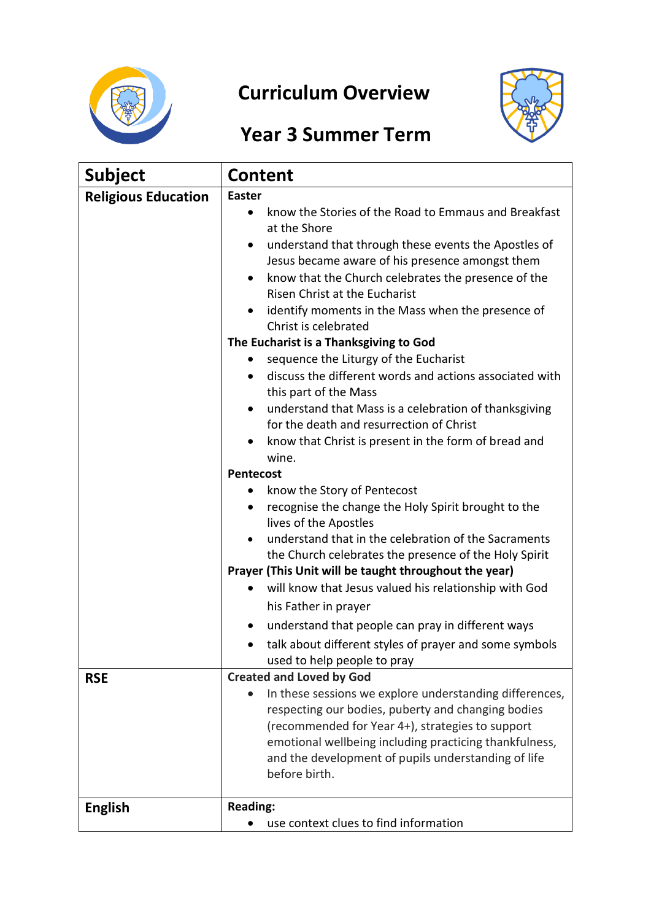# Curriculum Overview

## Year 3 Summer Term

| Subject | Content |
|---|---|
| **Religious Education** | **Easter**<br>• know the Stories of the Road to Emmaus and Breakfast at the Shore<br>• understand that through these events the Apostles of Jesus became aware of his presence amongst them<br>• know that the Church celebrates the presence of the Risen Christ at the Eucharist<br>• identify moments in the Mass when the presence of Christ is celebrated<br>**The Eucharist is a Thanksgiving to God**<br>• sequence the Liturgy of the Eucharist<br>• discuss the different words and actions associated with this part of the Mass<br>• understand that Mass is a celebration of thanksgiving for the death and resurrection of Christ<br>• know that Christ is present in the form of bread and wine.<br>**Pentecost**<br>• know the Story of Pentecost<br>• recognise the change the Holy Spirit brought to the lives of the Apostles<br>• understand that in the celebration of the Sacraments the Church celebrates the presence of the Holy Spirit<br>**Prayer (This Unit will be taught throughout the year)**<br>• will know that Jesus valued his relationship with God his Father in prayer<br>• understand that people can pray in different ways<br>• talk about different styles of prayer and some symbols used to help people to pray |
| **RSE** | **Created and Loved by God**<br>• In these sessions we explore understanding differences, respecting our bodies, puberty and changing bodies (recommended for Year 4+), strategies to support emotional wellbeing including practicing thankfulness, and the development of pupils understanding of life before birth. |
| **English** | **Reading:**<br>• use context clues to find information |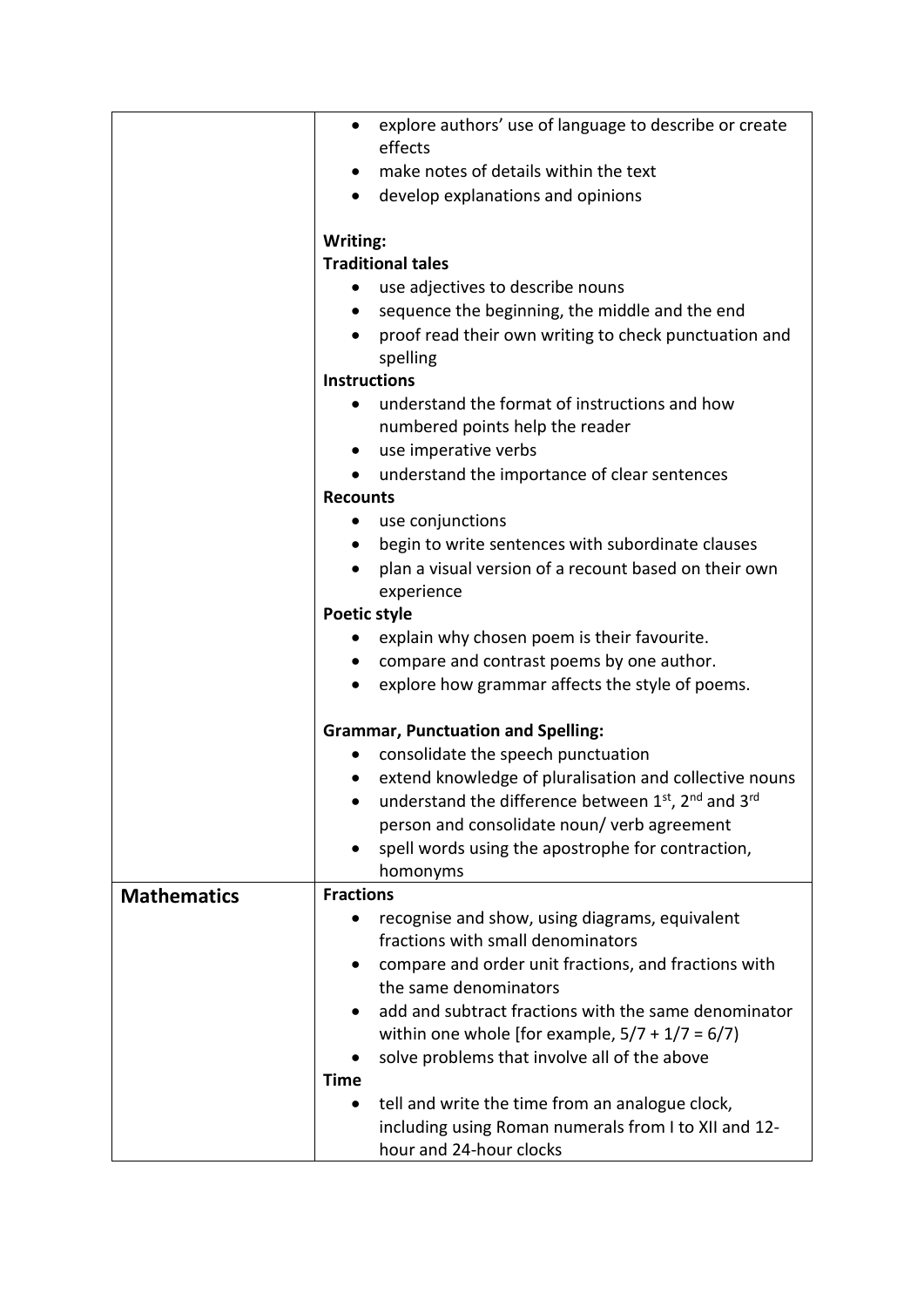| | |
|---|---|
| | • explore authors' use of language to describe or create effects<br>• make notes of details within the text<br>• develop explanations and opinions<br><br>**Writing:**<br>**Traditional tales**<br>• use adjectives to describe nouns<br>• sequence the beginning, the middle and the end<br>• proof read their own writing to check punctuation and spelling<br>**Instructions**<br>• understand the format of instructions and how numbered points help the reader<br>• use imperative verbs<br>• understand the importance of clear sentences<br>**Recounts**<br>• use conjunctions<br>• begin to write sentences with subordinate clauses<br>• plan a visual version of a recount based on their own experience<br>**Poetic style**<br>• explain why chosen poem is their favourite.<br>• compare and contrast poems by one author.<br>• explore how grammar affects the style of poems.<br><br>**Grammar, Punctuation and Spelling:**<br>• consolidate the speech punctuation<br>• extend knowledge of pluralisation and collective nouns<br>• understand the difference between 1st, 2nd and 3rd person and consolidate noun/ verb agreement<br>• spell words using the apostrophe for contraction, homonyms |
| **Mathematics** | **Fractions**<br>• recognise and show, using diagrams, equivalent fractions with small denominators<br>• compare and order unit fractions, and fractions with the same denominators<br>• add and subtract fractions with the same denominator within one whole [for example, 5/7 + 1/7 = 6/7)<br>• solve problems that involve all of the above<br>**Time**<br>• tell and write the time from an analogue clock, including using Roman numerals from I to XII and 12-hour and 24-hour clocks |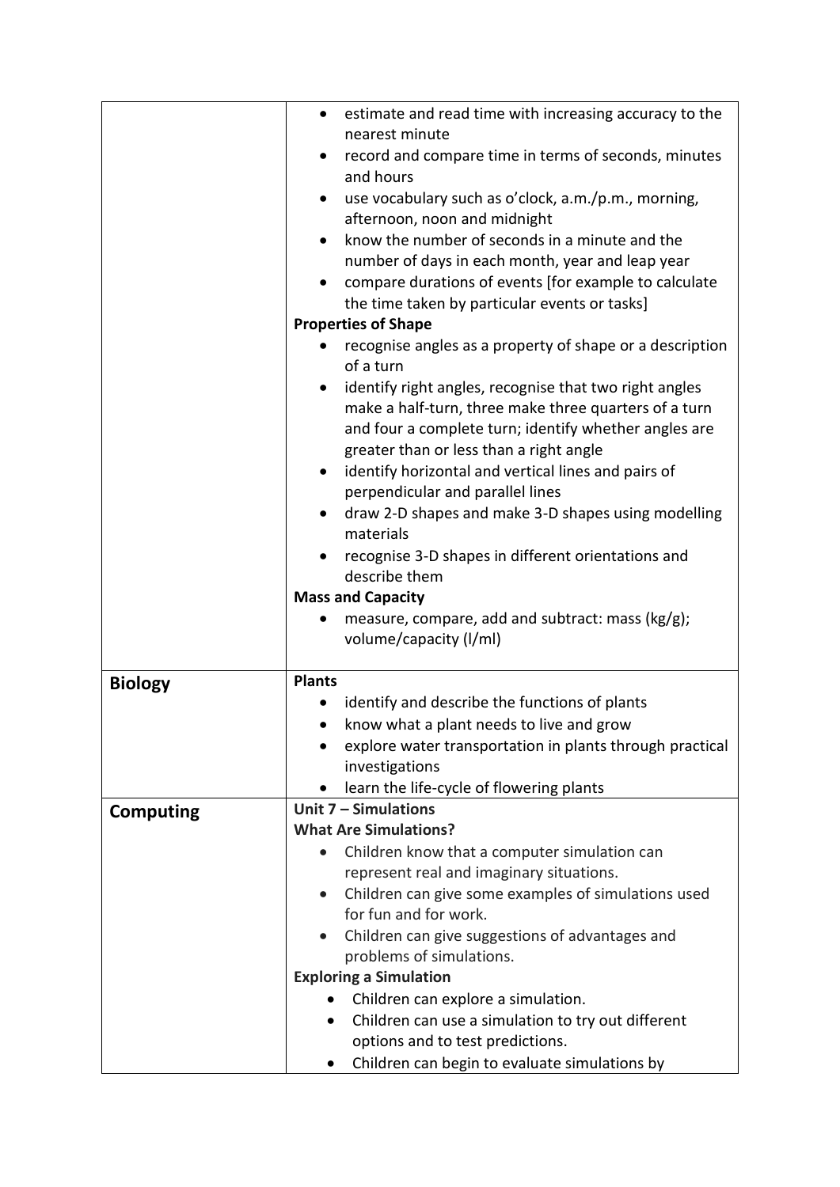| | |
|---|---|
| | • estimate and read time with increasing accuracy to the nearest minute<br>• record and compare time in terms of seconds, minutes and hours<br>• use vocabulary such as o'clock, a.m./p.m., morning, afternoon, noon and midnight<br>• know the number of seconds in a minute and the number of days in each month, year and leap year<br>• compare durations of events [for example to calculate the time taken by particular events or tasks]<br>**Properties of Shape**<br>• recognise angles as a property of shape or a description of a turn<br>• identify right angles, recognise that two right angles make a half-turn, three make three quarters of a turn and four a complete turn; identify whether angles are greater than or less than a right angle<br>• identify horizontal and vertical lines and pairs of perpendicular and parallel lines<br>• draw 2-D shapes and make 3-D shapes using modelling materials<br>• recognise 3-D shapes in different orientations and describe them<br>**Mass and Capacity**<br>• measure, compare, add and subtract: mass (kg/g); volume/capacity (l/ml) |
| **Biology** | **Plants**<br>• identify and describe the functions of plants<br>• know what a plant needs to live and grow<br>• explore water transportation in plants through practical investigations<br>• learn the life-cycle of flowering plants |
| **Computing** | **Unit 7 – Simulations**<br>**What Are Simulations?**<br>• Children know that a computer simulation can represent real and imaginary situations.<br>• Children can give some examples of simulations used for fun and for work.<br>• Children can give suggestions of advantages and problems of simulations.<br>**Exploring a Simulation**<br>• Children can explore a simulation.<br>• Children can use a simulation to try out different options and to test predictions.<br>• Children can begin to evaluate simulations by |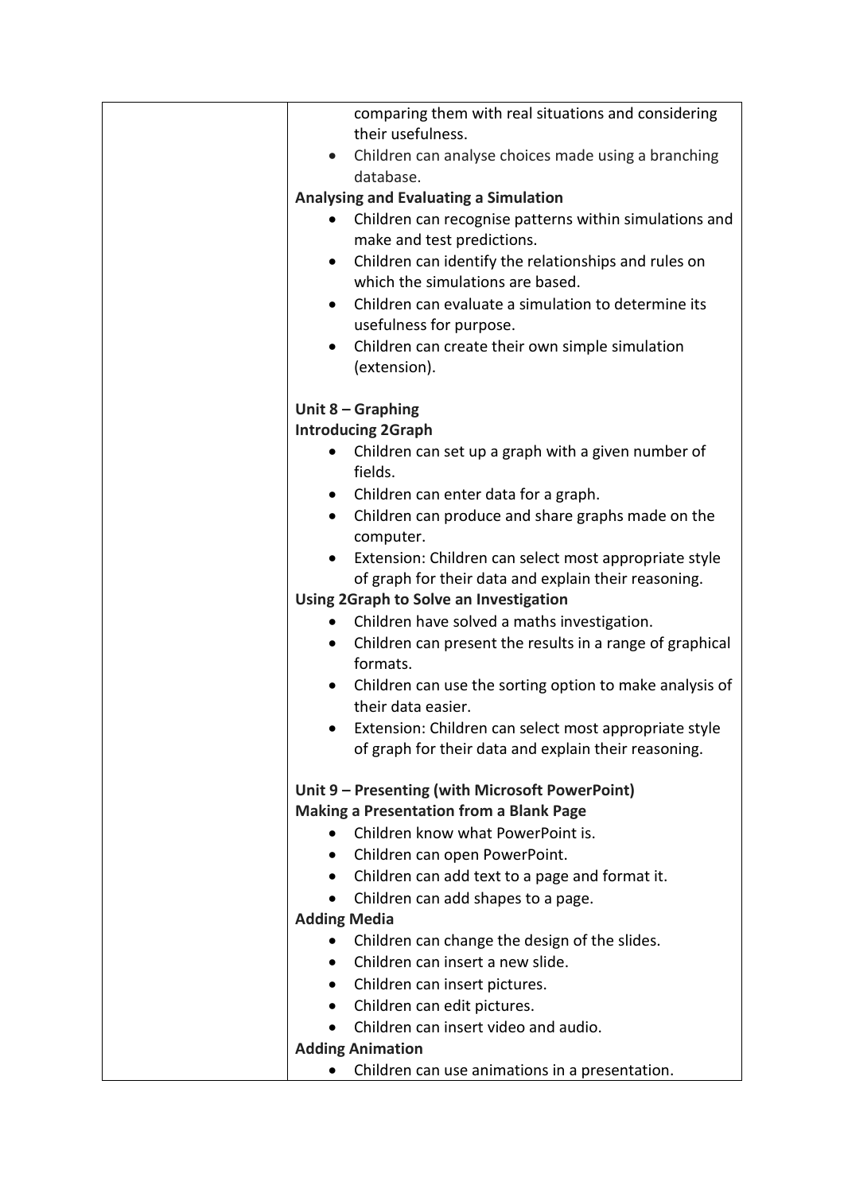| | |
|---|---|
| | comparing them with real situations and considering their usefulness.<br>• Children can analyse choices made using a branching database.<br>**Analysing and Evaluating a Simulation**<br>• Children can recognise patterns within simulations and make and test predictions.<br>• Children can identify the relationships and rules on which the simulations are based.<br>• Children can evaluate a simulation to determine its usefulness for purpose.<br>• Children can create their own simple simulation (extension).<br><br>**Unit 8 – Graphing**<br>**Introducing 2Graph**<br>• Children can set up a graph with a given number of fields.<br>• Children can enter data for a graph.<br>• Children can produce and share graphs made on the computer.<br>• Extension: Children can select most appropriate style of graph for their data and explain their reasoning.<br>**Using 2Graph to Solve an Investigation**<br>• Children have solved a maths investigation.<br>• Children can present the results in a range of graphical formats.<br>• Children can use the sorting option to make analysis of their data easier.<br>• Extension: Children can select most appropriate style of graph for their data and explain their reasoning.<br><br>**Unit 9 – Presenting (with Microsoft PowerPoint)**<br>**Making a Presentation from a Blank Page**<br>• Children know what PowerPoint is.<br>• Children can open PowerPoint.<br>• Children can add text to a page and format it.<br>• Children can add shapes to a page.<br>**Adding Media**<br>• Children can change the design of the slides.<br>• Children can insert a new slide.<br>• Children can insert pictures.<br>• Children can edit pictures.<br>• Children can insert video and audio.<br>**Adding Animation**<br>• Children can use animations in a presentation. |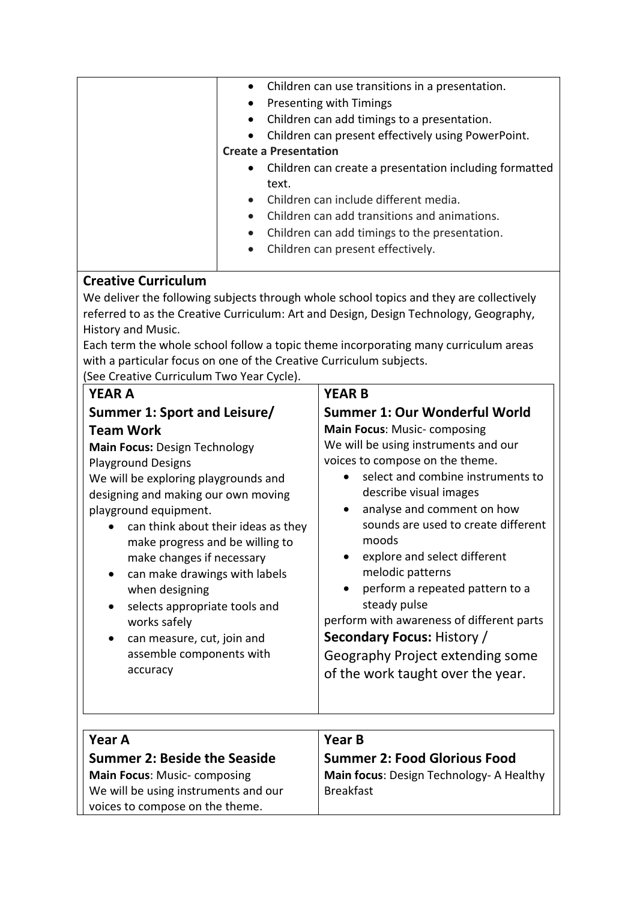| | |
|---|---|
| | • Children can use transitions in a presentation.<br>• Presenting with Timings<br>• Children can add timings to a presentation.<br>• Children can present effectively using PowerPoint.<br>**Create a Presentation**<br>• Children can create a presentation including formatted text.<br>• Children can include different media.<br>• Children can add transitions and animations.<br>• Children can add timings to the presentation.<br>• Children can present effectively. |

## Creative Curriculum

We deliver the following subjects through whole school topics and they are collectively referred to as the Creative Curriculum: Art and Design, Design Technology, Geography, History and Music.

Each term the whole school follow a topic theme incorporating many curriculum areas with a particular focus on one of the Creative Curriculum subjects.

(See Creative Curriculum Two Year Cycle).

| YEAR A | YEAR B |
|---|---|
| **Summer 1: Sport and Leisure/ Team Work**<br>**Main Focus:** Design Technology<br>Playground Designs<br>We will be exploring playgrounds and designing and making our own moving playground equipment.<br>• can think about their ideas as they make progress and be willing to make changes if necessary<br>• can make drawings with labels when designing<br>• selects appropriate tools and works safely<br>• can measure, cut, join and assemble components with accuracy | **Summer 1: Our Wonderful World**<br>**Main Focus**: Music- composing<br>We will be using instruments and our voices to compose on the theme.<br>• select and combine instruments to describe visual images<br>• analyse and comment on how sounds are used to create different moods<br>• explore and select different melodic patterns<br>• perform a repeated pattern to a steady pulse<br>perform with awareness of different parts<br>**Secondary Focus:** History / Geography Project extending some of the work taught over the year. |

| Year A | Year B |
|---|---|
| **Summer 2: Beside the Seaside**<br>**Main Focus**: Music- composing<br>We will be using instruments and our voices to compose on the theme. | **Summer 2: Food Glorious Food**<br>**Main focus**: Design Technology- A Healthy Breakfast |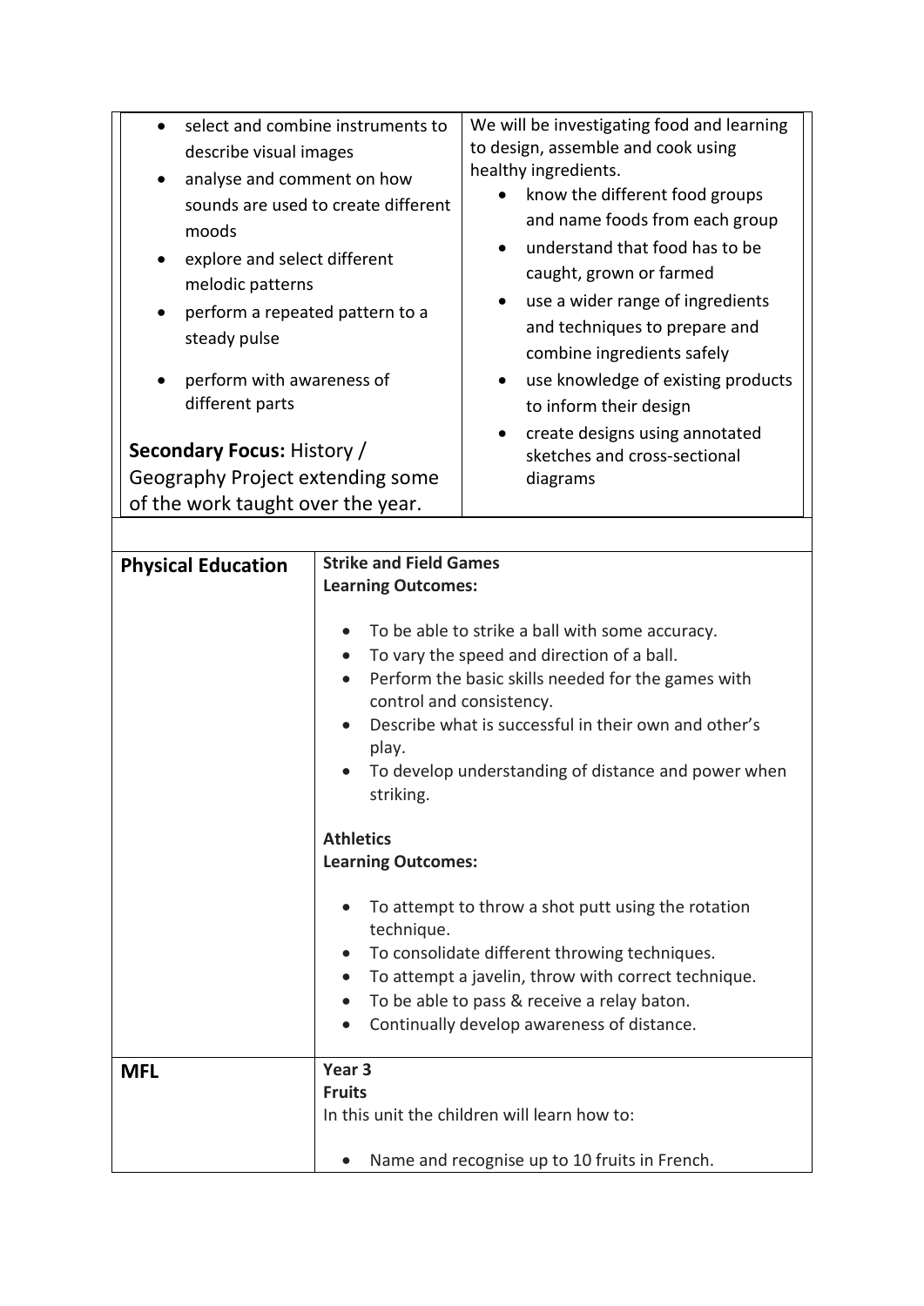| | |
|---|---|
| • select and combine instruments to describe visual images<br>• analyse and comment on how sounds are used to create different moods<br>• explore and select different melodic patterns<br>• perform a repeated pattern to a steady pulse<br>• perform with awareness of different parts<br><br>**Secondary Focus:** History / Geography Project extending some of the work taught over the year. | We will be investigating food and learning to design, assemble and cook using healthy ingredients.<br>• know the different food groups and name foods from each group<br>• understand that food has to be caught, grown or farmed<br>• use a wider range of ingredients and techniques to prepare and combine ingredients safely<br>• use knowledge of existing products to inform their design<br>• create designs using annotated sketches and cross-sectional diagrams |

| | |
|---|---|
| **Physical Education** | **Strike and Field Games**<br>**Learning Outcomes:**<br><br>• To be able to strike a ball with some accuracy.<br>• To vary the speed and direction of a ball.<br>• Perform the basic skills needed for the games with control and consistency.<br>• Describe what is successful in their own and other's play.<br>• To develop understanding of distance and power when striking.<br><br>**Athletics**<br>**Learning Outcomes:**<br><br>• To attempt to throw a shot putt using the rotation technique.<br>• To consolidate different throwing techniques.<br>• To attempt a javelin, throw with correct technique.<br>• To be able to pass & receive a relay baton.<br>• Continually develop awareness of distance. |
| **MFL** | **Year 3**<br>**Fruits**<br>In this unit the children will learn how to:<br><br>• Name and recognise up to 10 fruits in French. |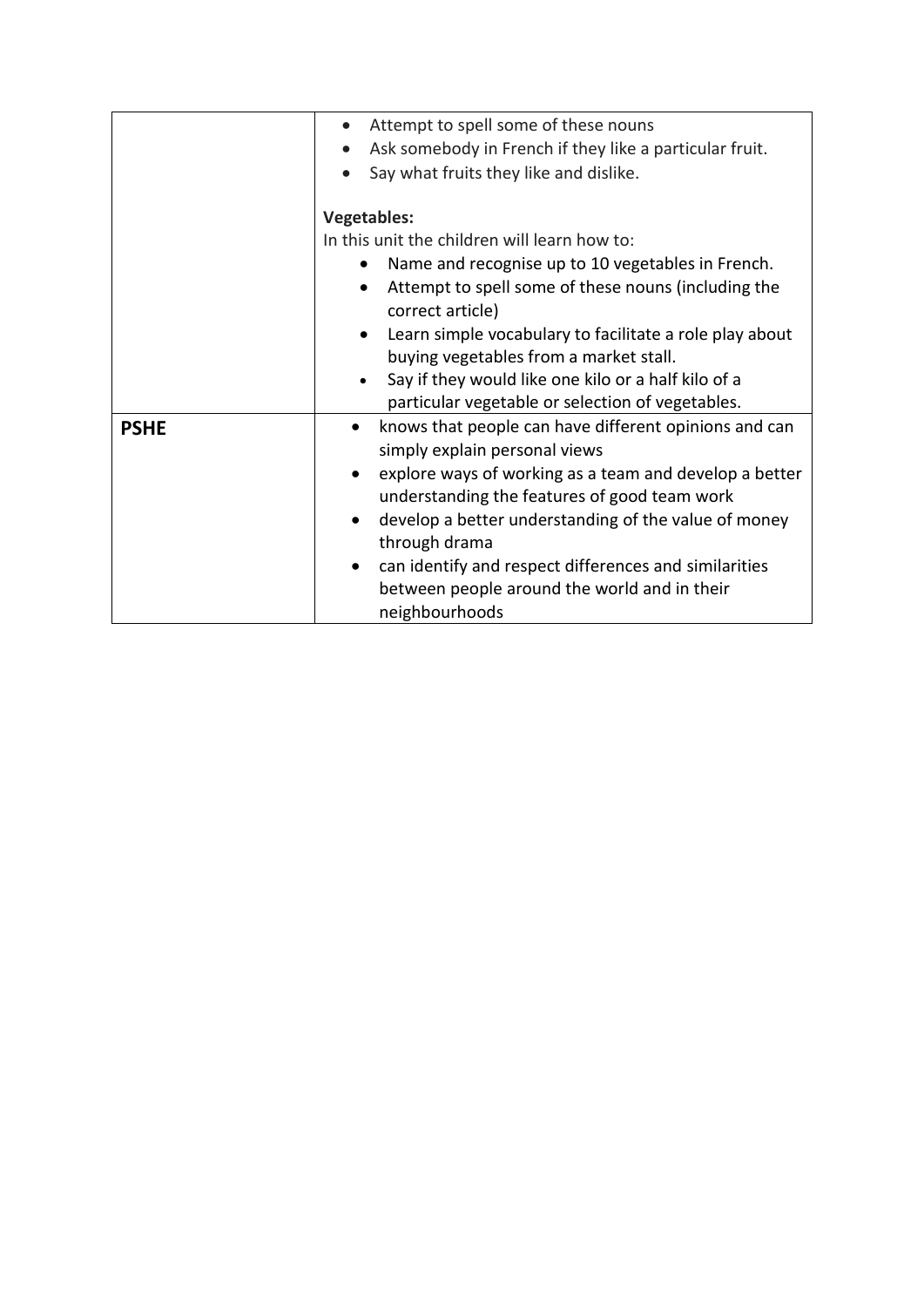| | |
|---|---|
| | • Attempt to spell some of these nouns<br>• Ask somebody in French if they like a particular fruit.<br>• Say what fruits they like and dislike.<br><br>**Vegetables:**<br>In this unit the children will learn how to:<br>• Name and recognise up to 10 vegetables in French.<br>• Attempt to spell some of these nouns (including the correct article)<br>• Learn simple vocabulary to facilitate a role play about buying vegetables from a market stall.<br>• Say if they would like one kilo or a half kilo of a particular vegetable or selection of vegetables. |
| **PSHE** | • knows that people can have different opinions and can simply explain personal views<br>• explore ways of working as a team and develop a better understanding the features of good team work<br>• develop a better understanding of the value of money through drama<br>• can identify and respect differences and similarities between people around the world and in their neighbourhoods |